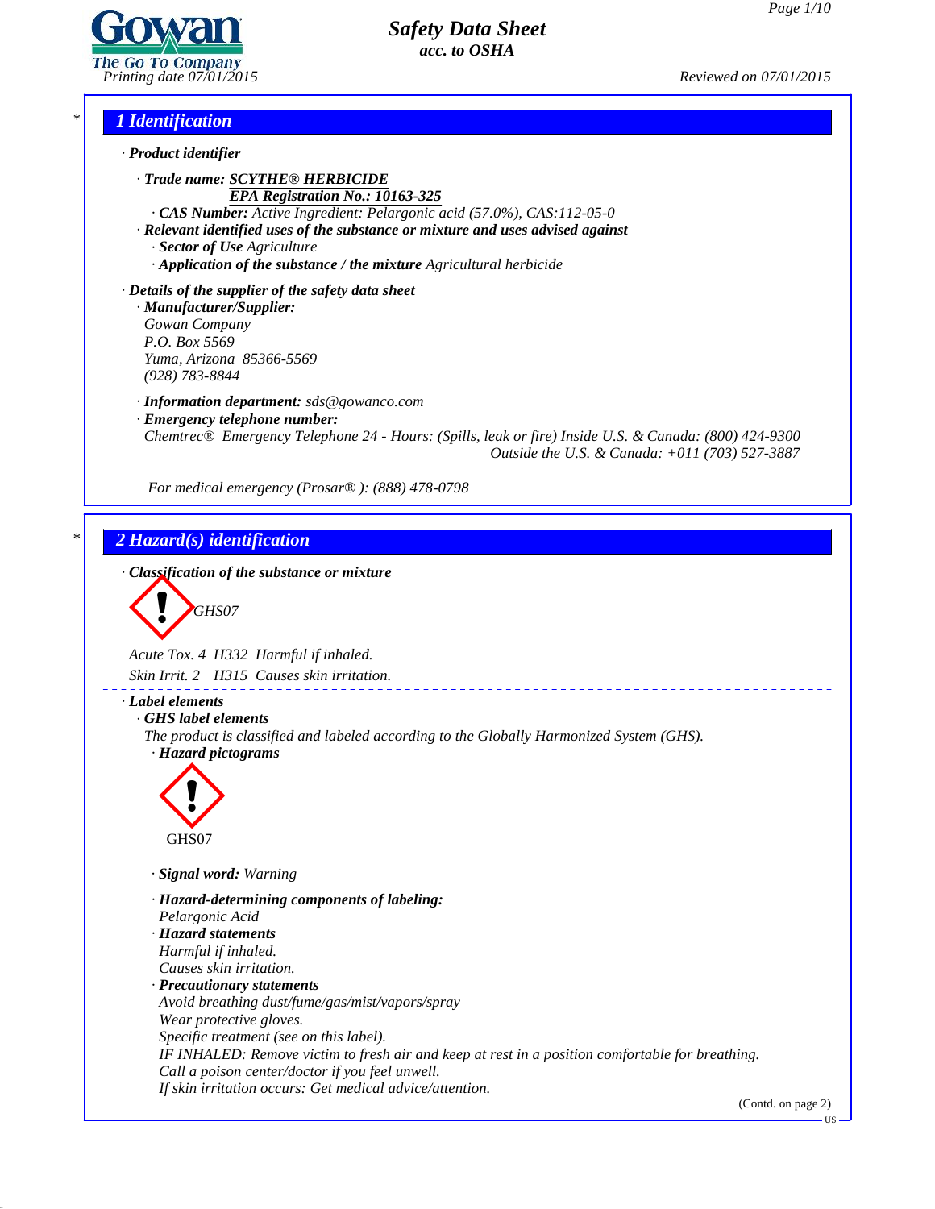# Safety Data Sheet
*acc. to OSHA*

Printing date 07/01/2015 — Reviewed on 07/01/2015

## 1 Identification

· **Product identifier**

· **Trade name: SCYTHE® HERBICIDE**
**EPA Registration No.: 10163-325**
· **CAS Number:** Active Ingredient: Pelargonic acid (57.0%), CAS:112-05-0
· **Relevant identified uses of the substance or mixture and uses advised against**
· **Sector of Use** Agriculture
· **Application of the substance / the mixture** Agricultural herbicide

· **Details of the supplier of the safety data sheet**
· **Manufacturer/Supplier:**
Gowan Company
P.O. Box 5569
Yuma, Arizona 85366-5569
(928) 783-8844

· **Information department:** sds@gowanco.com
· **Emergency telephone number:**
Chemtrec® Emergency Telephone 24 - Hours: (Spills, leak or fire) Inside U.S. & Canada: (800) 424-9300
Outside the U.S. & Canada: +011 (703) 527-3887

For medical emergency (Prosar® ): (888) 478-0798

## 2 Hazard(s) identification

· **Classification of the substance or mixture**

GHS07

Acute Tox. 4 H332 Harmful if inhaled.
Skin Irrit. 2 H315 Causes skin irritation.

· **Label elements**
· **GHS label elements**
The product is classified and labeled according to the Globally Harmonized System (GHS).
· **Hazard pictograms**

GHS07

· **Signal word:** Warning

· **Hazard-determining components of labeling:**
Pelargonic Acid
· **Hazard statements**
Harmful if inhaled.
Causes skin irritation.
· **Precautionary statements**
Avoid breathing dust/fume/gas/mist/vapors/spray
Wear protective gloves.
Specific treatment (see on this label).
IF INHALED: Remove victim to fresh air and keep at rest in a position comfortable for breathing.
Call a poison center/doctor if you feel unwell.
If skin irritation occurs: Get medical advice/attention.

(Contd. on page 2)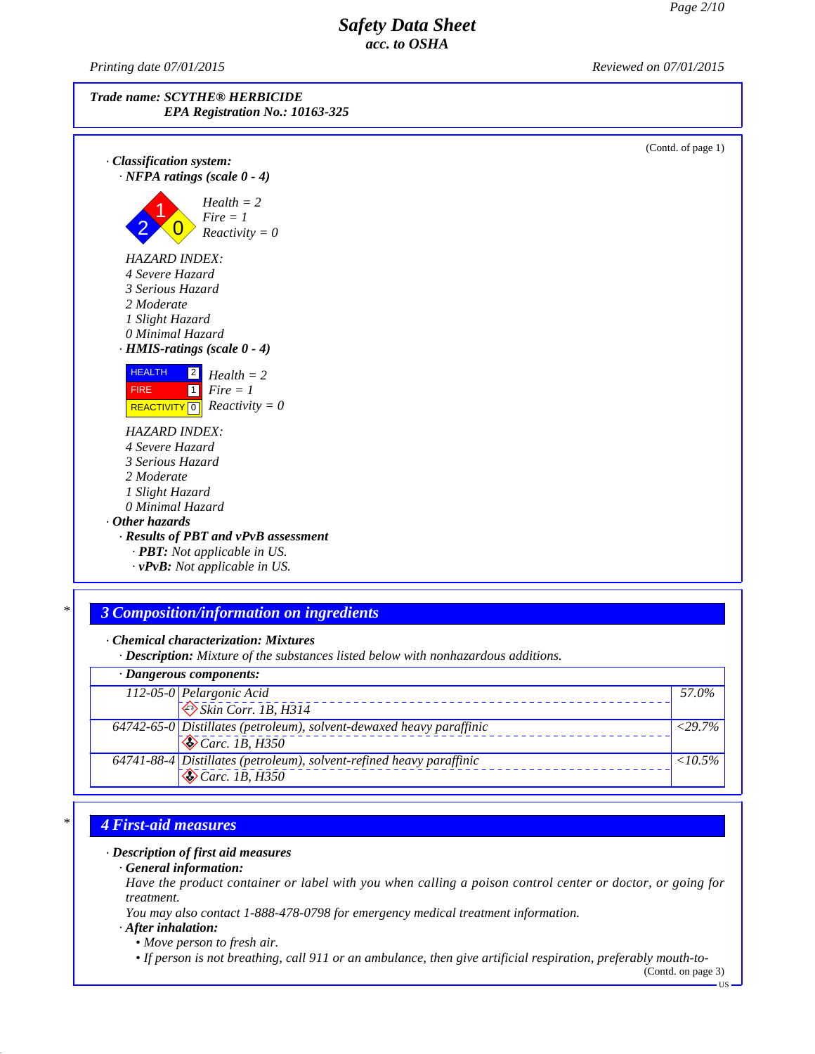**Trade name: SCYTHE® HERBICIDE**
**EPA Registration No.: 10163-325**

(Contd. of page 1)

· **Classification system:**

· **NFPA ratings (scale 0 - 4)**

Health = 2
Fire = 1
Reactivity = 0

HAZARD INDEX:
4 Severe Hazard
3 Serious Hazard
2 Moderate
1 Slight Hazard
0 Minimal Hazard

· **HMIS-ratings (scale 0 - 4)**

| | | |
|---|---|---|
| HEALTH | 2 | Health = 2 |
| FIRE | 1 | Fire = 1 |
| REACTIVITY | 0 | Reactivity = 0 |

HAZARD INDEX:
4 Severe Hazard
3 Serious Hazard
2 Moderate
1 Slight Hazard
0 Minimal Hazard

· **Other hazards**

· **Results of PBT and vPvB assessment**

· **PBT:** Not applicable in US.

· **vPvB:** Not applicable in US.

## 3 Composition/information on ingredients

· **Chemical characterization: Mixtures**

· **Description:** Mixture of the substances listed below with nonhazardous additions.

· **Dangerous components:**

| CAS | Component | % |
|---|---|---|
| 112-05-0 | Pelargonic Acid<br>Skin Corr. 1B, H314 | 57.0% |
| 64742-65-0 | Distillates (petroleum), solvent-dewaxed heavy paraffinic<br>Carc. 1B, H350 | <29.7% |
| 64741-88-4 | Distillates (petroleum), solvent-refined heavy paraffinic<br>Carc. 1B, H350 | <10.5% |

## 4 First-aid measures

· **Description of first aid measures**

· **General information:**

Have the product container or label with you when calling a poison control center or doctor, or going for treatment.

You may also contact 1-888-478-0798 for emergency medical treatment information.

· **After inhalation:**

- Move person to fresh air.
- If person is not breathing, call 911 or an ambulance, then give artificial respiration, preferably mouth-to-

(Contd. on page 3)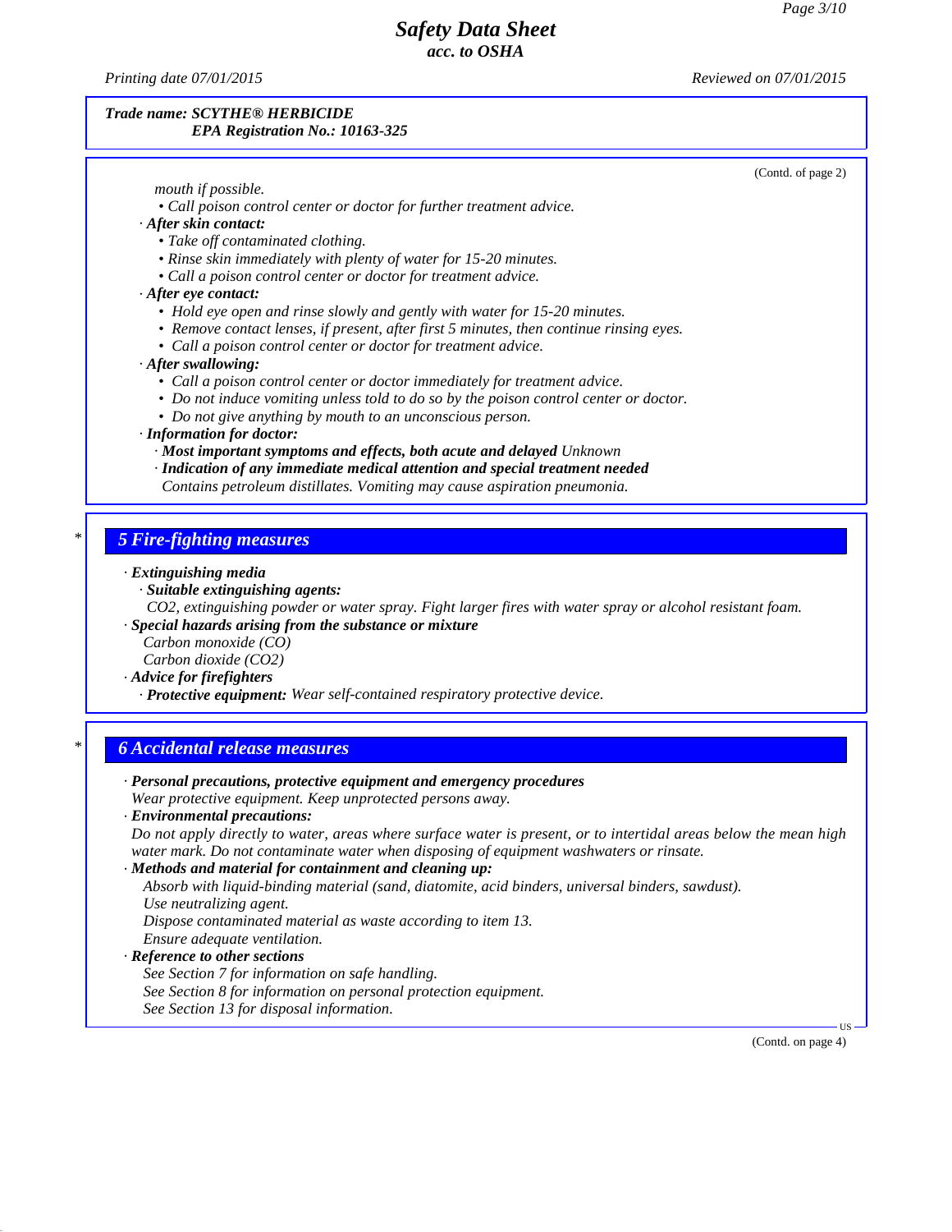*Trade name: SCYTHE® HERBICIDE*
*EPA Registration No.: 10163-325*

(Contd. of page 2)

*mouth if possible.*

- *Call poison control center or doctor for further treatment advice.*

· ***After skin contact:***

- *Take off contaminated clothing.*
- *Rinse skin immediately with plenty of water for 15-20 minutes.*
- *Call a poison control center or doctor for treatment advice.*

· ***After eye contact:***

- *Hold eye open and rinse slowly and gently with water for 15-20 minutes.*
- *Remove contact lenses, if present, after first 5 minutes, then continue rinsing eyes.*
- *Call a poison control center or doctor for treatment advice.*

· ***After swallowing:***

- *Call a poison control center or doctor immediately for treatment advice.*
- *Do not induce vomiting unless told to do so by the poison control center or doctor.*
- *Do not give anything by mouth to an unconscious person.*

· ***Information for doctor:***

· ***Most important symptoms and effects, both acute and delayed*** *Unknown*

· ***Indication of any immediate medical attention and special treatment needed***

*Contains petroleum distillates. Vomiting may cause aspiration pneumonia.*

## * 5 Fire-fighting measures

· ***Extinguishing media***

· ***Suitable extinguishing agents:***

*$CO_2$, extinguishing powder or water spray. Fight larger fires with water spray or alcohol resistant foam.*

· ***Special hazards arising from the substance or mixture***

*Carbon monoxide (CO)*
*Carbon dioxide ($CO_2$)*

· ***Advice for firefighters***

· ***Protective equipment:*** *Wear self-contained respiratory protective device.*

## * 6 Accidental release measures

· ***Personal precautions, protective equipment and emergency procedures***

*Wear protective equipment. Keep unprotected persons away.*

· ***Environmental precautions:***

*Do not apply directly to water, areas where surface water is present, or to intertidal areas below the mean high water mark. Do not contaminate water when disposing of equipment washwaters or rinsate.*

· ***Methods and material for containment and cleaning up:***

*Absorb with liquid-binding material (sand, diatomite, acid binders, universal binders, sawdust).*
*Use neutralizing agent.*
*Dispose contaminated material as waste according to item 13.*
*Ensure adequate ventilation.*

· ***Reference to other sections***

*See Section 7 for information on safe handling.*
*See Section 8 for information on personal protection equipment.*
*See Section 13 for disposal information.*

(Contd. on page 4)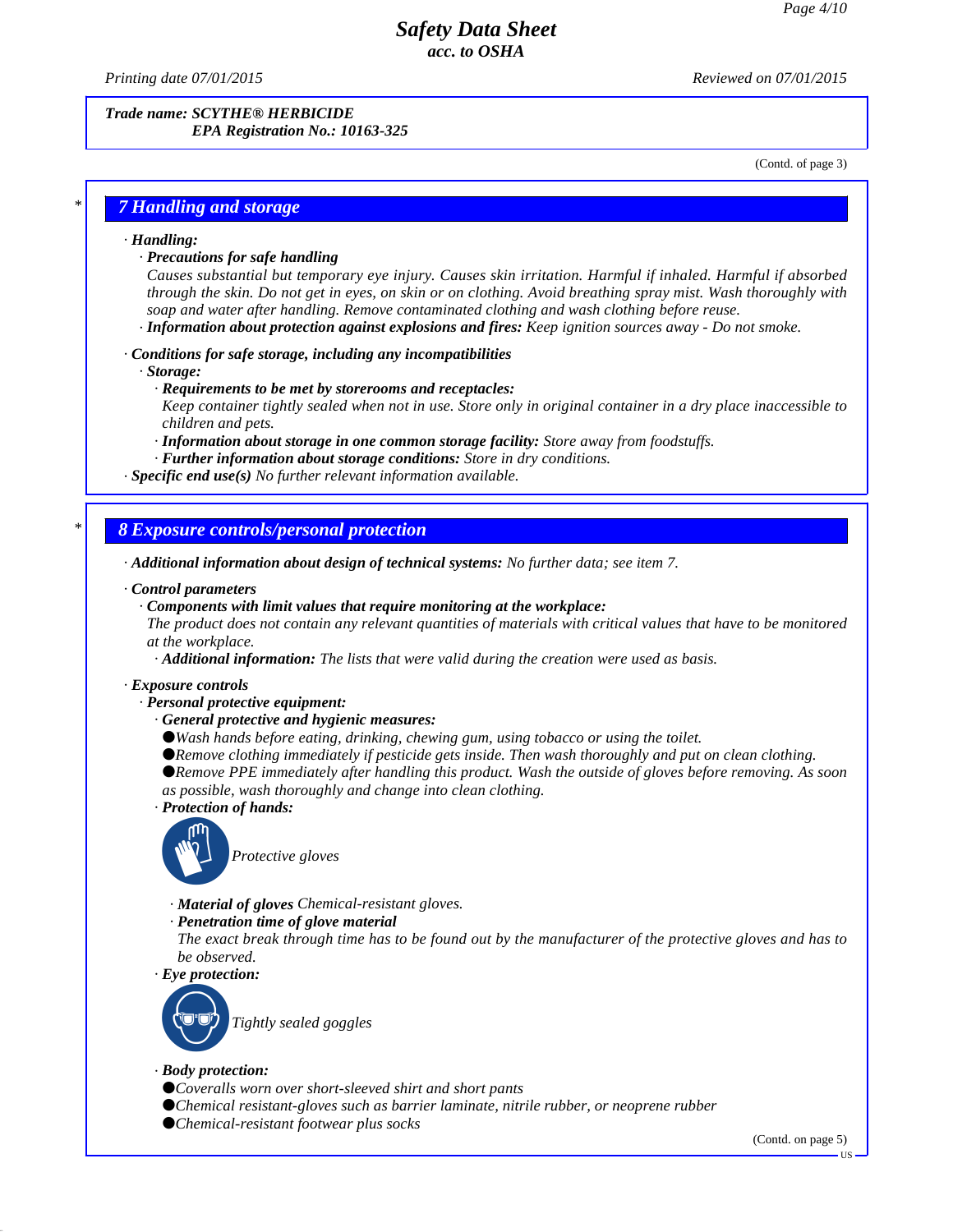Trade name: SCYTHE® HERBICIDE
EPA Registration No.: 10163-325

(Contd. of page 3)

## 7 Handling and storage

· **Handling:**
· **Precautions for safe handling**
Causes substantial but temporary eye injury. Causes skin irritation. Harmful if inhaled. Harmful if absorbed through the skin. Do not get in eyes, on skin or on clothing. Avoid breathing spray mist. Wash thoroughly with soap and water after handling. Remove contaminated clothing and wash clothing before reuse.
· **Information about protection against explosions and fires:** Keep ignition sources away - Do not smoke.

· **Conditions for safe storage, including any incompatibilities**
· **Storage:**
· **Requirements to be met by storerooms and receptacles:**
Keep container tightly sealed when not in use. Store only in original container in a dry place inaccessible to children and pets.
· **Information about storage in one common storage facility:** Store away from foodstuffs.
· **Further information about storage conditions:** Store in dry conditions.
· **Specific end use(s)** No further relevant information available.

## 8 Exposure controls/personal protection

· **Additional information about design of technical systems:** No further data; see item 7.

· **Control parameters**
· **Components with limit values that require monitoring at the workplace:**
The product does not contain any relevant quantities of materials with critical values that have to be monitored at the workplace.
· **Additional information:** The lists that were valid during the creation were used as basis.

· **Exposure controls**
· **Personal protective equipment:**
· **General protective and hygienic measures:**
- Wash hands before eating, drinking, chewing gum, using tobacco or using the toilet.
- Remove clothing immediately if pesticide gets inside. Then wash thoroughly and put on clean clothing.
- Remove PPE immediately after handling this product. Wash the outside of gloves before removing. As soon as possible, wash thoroughly and change into clean clothing.

· **Protection of hands:**
Protective gloves

· **Material of gloves** Chemical-resistant gloves.
· **Penetration time of glove material**
The exact break through time has to be found out by the manufacturer of the protective gloves and has to be observed.

· **Eye protection:**
Tightly sealed goggles

· **Body protection:**
- Coveralls worn over short-sleeved shirt and short pants
- Chemical resistant-gloves such as barrier laminate, nitrile rubber, or neoprene rubber
- Chemical-resistant footwear plus socks

(Contd. on page 5)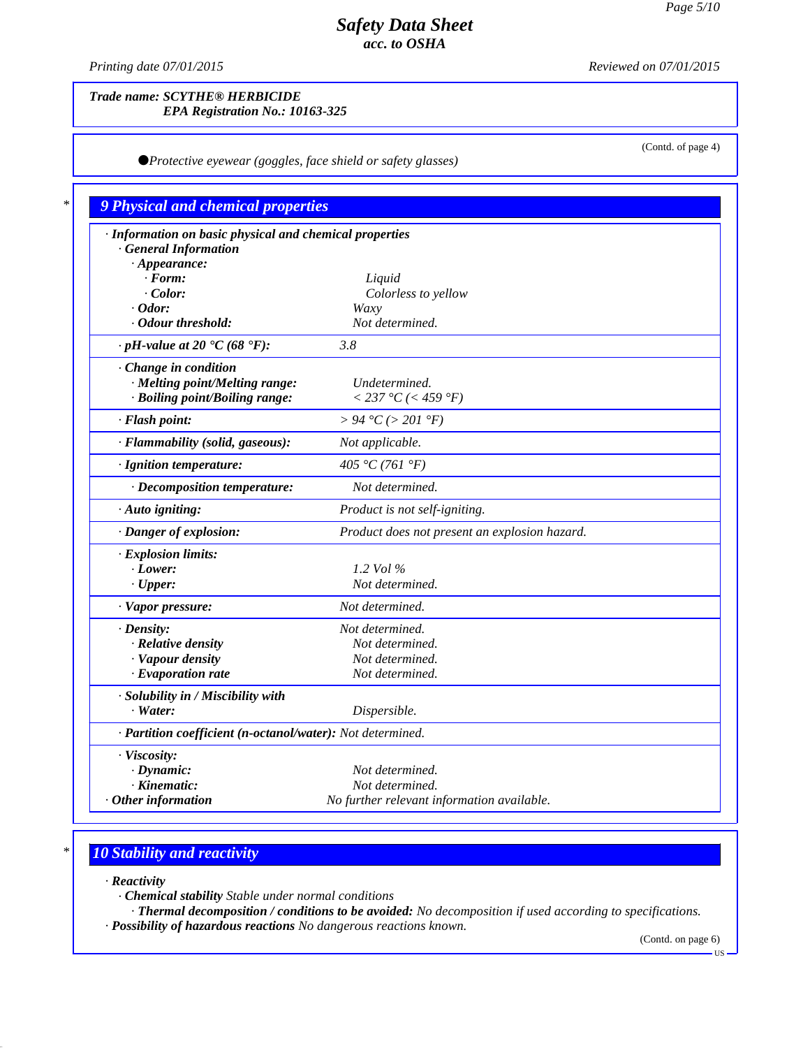**Safety Data Sheet**
*acc. to OSHA*

Printing date 07/01/2015 Reviewed on 07/01/2015

**Trade name: SCYTHE® HERBICIDE**
**EPA Registration No.: 10163-325**

(Contd. of page 4)

- Protective eyewear (goggles, face shield or safety glasses)

## 9 Physical and chemical properties

· **Information on basic physical and chemical properties**
· **General Information**
· **Appearance:**
· **Form:** Liquid
· **Color:** Colorless to yellow
· **Odor:** Waxy
· **Odour threshold:** Not determined.

· **pH-value at 20 °C (68 °F):** 3.8

· **Change in condition**
· **Melting point/Melting range:** Undetermined.
· **Boiling point/Boiling range:** < 237 °C (< 459 °F)

· **Flash point:** > 94 °C (> 201 °F)

· **Flammability (solid, gaseous):** Not applicable.

· **Ignition temperature:** 405 °C (761 °F)

· **Decomposition temperature:** Not determined.

· **Auto igniting:** Product is not self-igniting.

· **Danger of explosion:** Product does not present an explosion hazard.

· **Explosion limits:**
· **Lower:** 1.2 Vol %
· **Upper:** Not determined.

· **Vapor pressure:** Not determined.

· **Density:** Not determined.
· **Relative density** Not determined.
· **Vapour density** Not determined.
· **Evaporation rate** Not determined.

· **Solubility in / Miscibility with**
· **Water:** Dispersible.

· **Partition coefficient (n-octanol/water):** Not determined.

· **Viscosity:**
· **Dynamic:** Not determined.
· **Kinematic:** Not determined.
· **Other information** No further relevant information available.

## 10 Stability and reactivity

· **Reactivity**
· **Chemical stability** Stable under normal conditions
· **Thermal decomposition / conditions to be avoided:** No decomposition if used according to specifications.
· **Possibility of hazardous reactions** No dangerous reactions known.

(Contd. on page 6)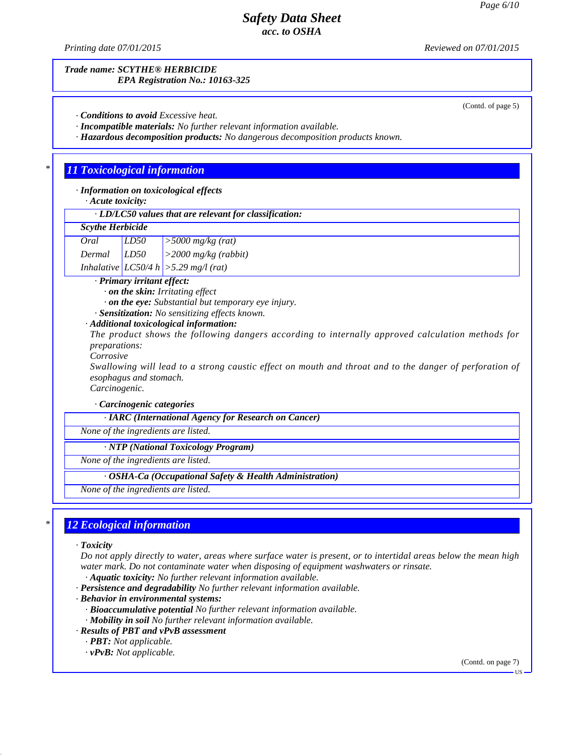*Trade name:* ***SCYTHE® HERBICIDE***
***EPA Registration No.: 10163-325***

(Contd. of page 5)

· ***Conditions to avoid*** *Excessive heat.*
· ***Incompatible materials:*** *No further relevant information available.*
· ***Hazardous decomposition products:*** *No dangerous decomposition products known.*

## 11 Toxicological information

· ***Information on toxicological effects***
· ***Acute toxicity:***

| · LD/LC50 values that are relevant for classification: | | |
|---|---|---|
| **Scythe Herbicide** | | |
| Oral | LD50 | >5000 mg/kg (rat) |
| Dermal | LD50 | >2000 mg/kg (rabbit) |
| Inhalative | LC50/4 h | >5.29 mg/l (rat) |

· ***Primary irritant effect:***
· ***on the skin:*** *Irritating effect*
· ***on the eye:*** *Substantial but temporary eye injury.*
· ***Sensitization:*** *No sensitizing effects known.*
· ***Additional toxicological information:***
*The product shows the following dangers according to internally approved calculation methods for preparations:*
*Corrosive*
*Swallowing will lead to a strong caustic effect on mouth and throat and to the danger of perforation of esophagus and stomach.*
*Carcinogenic.*

· ***Carcinogenic categories***

| · IARC (International Agency for Research on Cancer) |
|---|
| None of the ingredients are listed. |

| · NTP (National Toxicology Program) |
|---|
| None of the ingredients are listed. |

| · OSHA-Ca (Occupational Safety & Health Administration) |
|---|
| None of the ingredients are listed. |

## 12 Ecological information

· ***Toxicity***
*Do not apply directly to water, areas where surface water is present, or to intertidal areas below the mean high water mark. Do not contaminate water when disposing of equipment washwaters or rinsate.*
· ***Aquatic toxicity:*** *No further relevant information available.*
· ***Persistence and degradability*** *No further relevant information available.*
· ***Behavior in environmental systems:***
· ***Bioaccumulative potential*** *No further relevant information available.*
· ***Mobility in soil*** *No further relevant information available.*
· ***Results of PBT and vPvB assessment***
· ***PBT:*** *Not applicable.*
· ***vPvB:*** *Not applicable.*

(Contd. on page 7)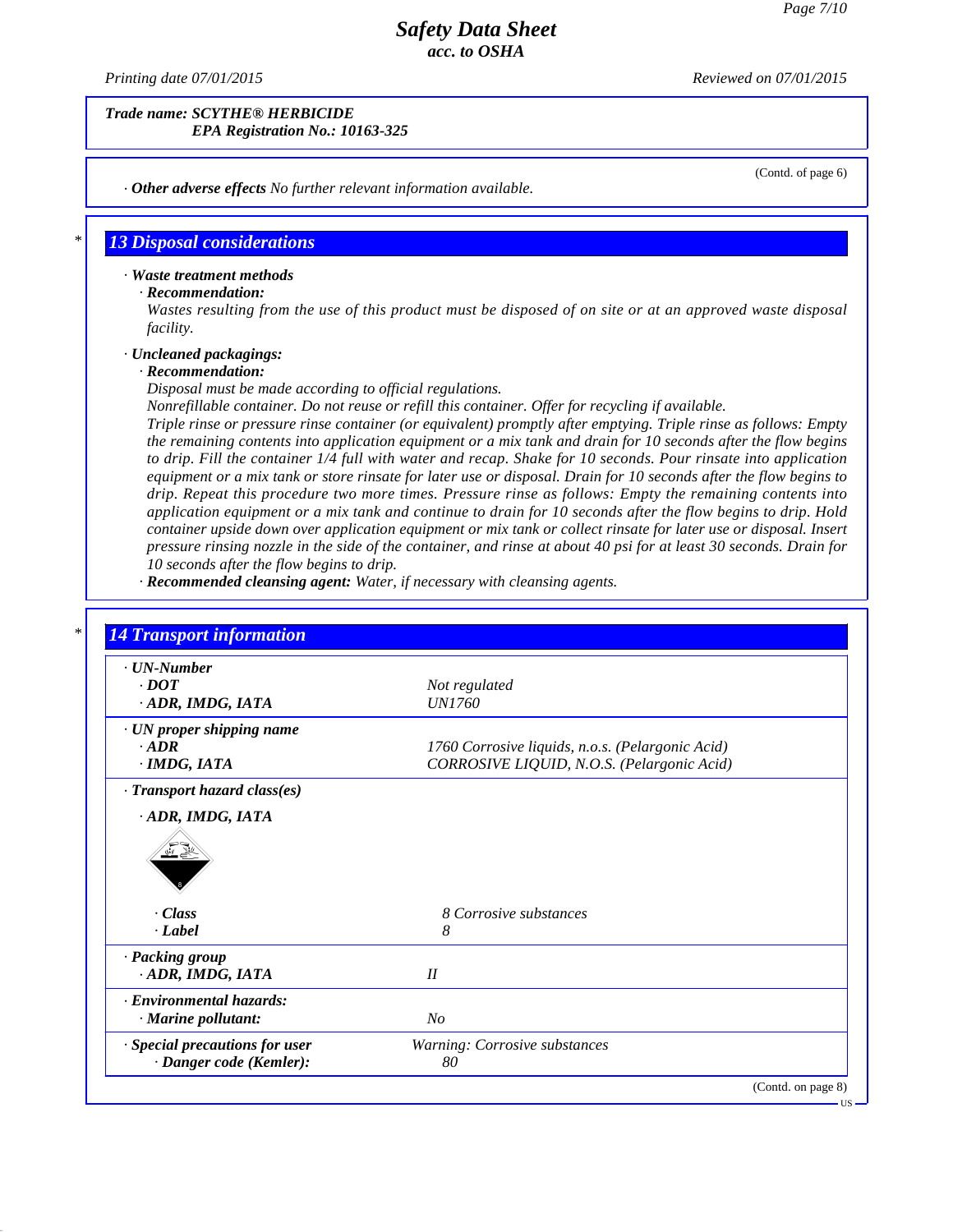Trade name: SCYTHE® HERBICIDE
EPA Registration No.: 10163-325

(Contd. of page 6)

· **Other adverse effects** No further relevant information available.

## 13 Disposal considerations

· **Waste treatment methods**
· **Recommendation:**
Wastes resulting from the use of this product must be disposed of on site or at an approved waste disposal facility.

· **Uncleaned packagings:**
· **Recommendation:**
Disposal must be made according to official regulations.
Nonrefillable container. Do not reuse or refill this container. Offer for recycling if available.
Triple rinse or pressure rinse container (or equivalent) promptly after emptying. Triple rinse as follows: Empty the remaining contents into application equipment or a mix tank and drain for 10 seconds after the flow begins to drip. Fill the container 1/4 full with water and recap. Shake for 10 seconds. Pour rinsate into application equipment or a mix tank or store rinsate for later use or disposal. Drain for 10 seconds after the flow begins to drip. Repeat this procedure two more times. Pressure rinse as follows: Empty the remaining contents into application equipment or a mix tank and continue to drain for 10 seconds after the flow begins to drip. Hold container upside down over application equipment or mix tank or collect rinsate for later use or disposal. Insert pressure rinsing nozzle in the side of the container, and rinse at about 40 psi for at least 30 seconds. Drain for 10 seconds after the flow begins to drip.
· **Recommended cleansing agent:** Water, if necessary with cleansing agents.

## 14 Transport information

| | |
|---|---|
| · **UN-Number** | |
| · **DOT** | Not regulated |
| · **ADR, IMDG, IATA** | UN1760 |
| · **UN proper shipping name** | |
| · **ADR** | 1760 Corrosive liquids, n.o.s. (Pelargonic Acid) |
| · **IMDG, IATA** | CORROSIVE LIQUID, N.O.S. (Pelargonic Acid) |
| · **Transport hazard class(es)** | |
| · **ADR, IMDG, IATA** | |
| · **Class** | 8 Corrosive substances |
| · **Label** | 8 |
| · **Packing group** | |
| · **ADR, IMDG, IATA** | II |
| · **Environmental hazards:** | |
| · **Marine pollutant:** | No |
| · **Special precautions for user** | Warning: Corrosive substances |
| · **Danger code (Kemler):** | 80 |

(Contd. on page 8)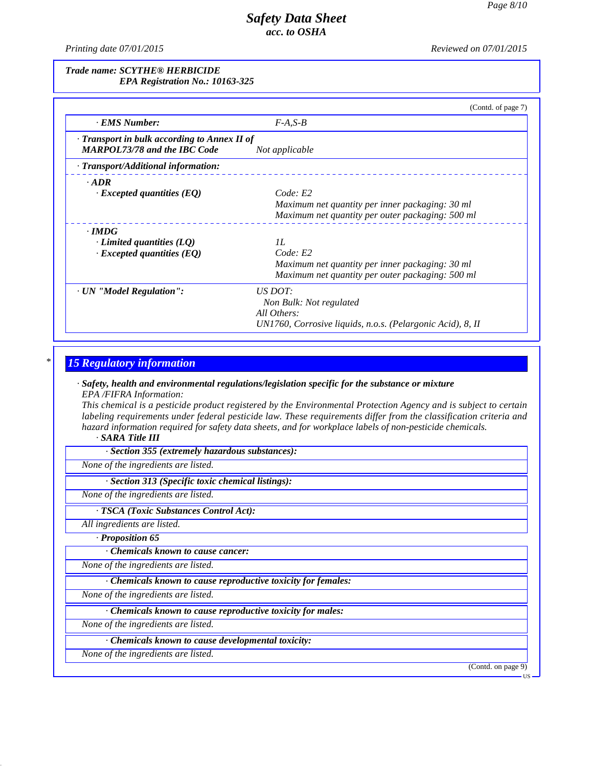**Trade name: SCYTHE® HERBICIDE**
**EPA Registration No.: 10163-325**

(Contd. of page 7)

| | |
|---|---|
| · **EMS Number:** | F-A,S-B |
| · **Transport in bulk according to Annex II of MARPOL73/78 and the IBC Code** | Not applicable |
| · **Transport/Additional information:** | |
| · **ADR** | |
| · **Excepted quantities (EQ)** | Code: E2<br>Maximum net quantity per inner packaging: 30 ml<br>Maximum net quantity per outer packaging: 500 ml |
| · **IMDG** | |
| · **Limited quantities (LQ)** | 1L |
| · **Excepted quantities (EQ)** | Code: E2<br>Maximum net quantity per inner packaging: 30 ml<br>Maximum net quantity per outer packaging: 500 ml |
| · **UN "Model Regulation":** | US DOT:<br>Non Bulk: Not regulated<br>All Others:<br>UN1760, Corrosive liquids, n.o.s. (Pelargonic Acid), 8, II |

## 15 Regulatory information

· **Safety, health and environmental regulations/legislation specific for the substance or mixture**

EPA /FIFRA Information:

This chemical is a pesticide product registered by the Environmental Protection Agency and is subject to certain labeling requirements under federal pesticide law. These requirements differ from the classification criteria and hazard information required for safety data sheets, and for workplace labels of non-pesticide chemicals.

· **SARA Title III**

· **Section 355 (extremely hazardous substances):**

None of the ingredients are listed.

· **Section 313 (Specific toxic chemical listings):**

None of the ingredients are listed.

· **TSCA (Toxic Substances Control Act):**

All ingredients are listed.

· **Proposition 65**

· **Chemicals known to cause cancer:**

None of the ingredients are listed.

· **Chemicals known to cause reproductive toxicity for females:**

None of the ingredients are listed.

· **Chemicals known to cause reproductive toxicity for males:**

None of the ingredients are listed.

· **Chemicals known to cause developmental toxicity:**

None of the ingredients are listed.

(Contd. on page 9)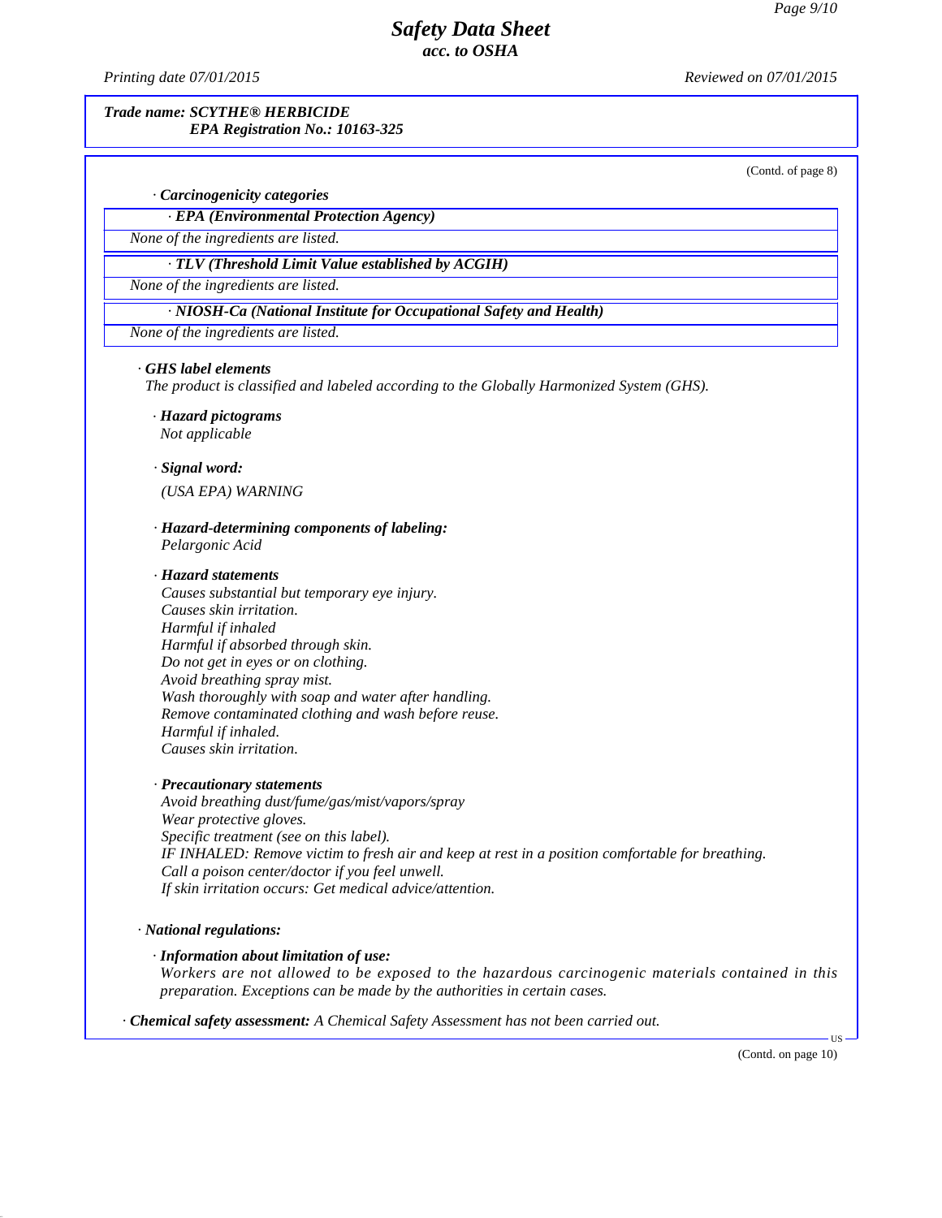**Trade name: SCYTHE® HERBICIDE**
**EPA Registration No.: 10163-325**

(Contd. of page 8)

· **Carcinogenicity categories**

| · EPA (Environmental Protection Agency) |
|---|
| None of the ingredients are listed. |

| · TLV (Threshold Limit Value established by ACGIH) |
|---|
| None of the ingredients are listed. |

| · NIOSH-Ca (National Institute for Occupational Safety and Health) |
|---|
| None of the ingredients are listed. |

· **GHS label elements**
*The product is classified and labeled according to the Globally Harmonized System (GHS).*

· **Hazard pictograms**
*Not applicable*

· **Signal word:**
*(USA EPA) WARNING*

· **Hazard-determining components of labeling:**
*Pelargonic Acid*

· **Hazard statements**
*Causes substantial but temporary eye injury.*
*Causes skin irritation.*
*Harmful if inhaled*
*Harmful if absorbed through skin.*
*Do not get in eyes or on clothing.*
*Avoid breathing spray mist.*
*Wash thoroughly with soap and water after handling.*
*Remove contaminated clothing and wash before reuse.*
*Harmful if inhaled.*
*Causes skin irritation.*

· **Precautionary statements**
*Avoid breathing dust/fume/gas/mist/vapors/spray*
*Wear protective gloves.*
*Specific treatment (see on this label).*
*IF INHALED: Remove victim to fresh air and keep at rest in a position comfortable for breathing.*
*Call a poison center/doctor if you feel unwell.*
*If skin irritation occurs: Get medical advice/attention.*

· **National regulations:**

· **Information about limitation of use:**
*Workers are not allowed to be exposed to the hazardous carcinogenic materials contained in this preparation. Exceptions can be made by the authorities in certain cases.*

· **Chemical safety assessment:** *A Chemical Safety Assessment has not been carried out.*

(Contd. on page 10)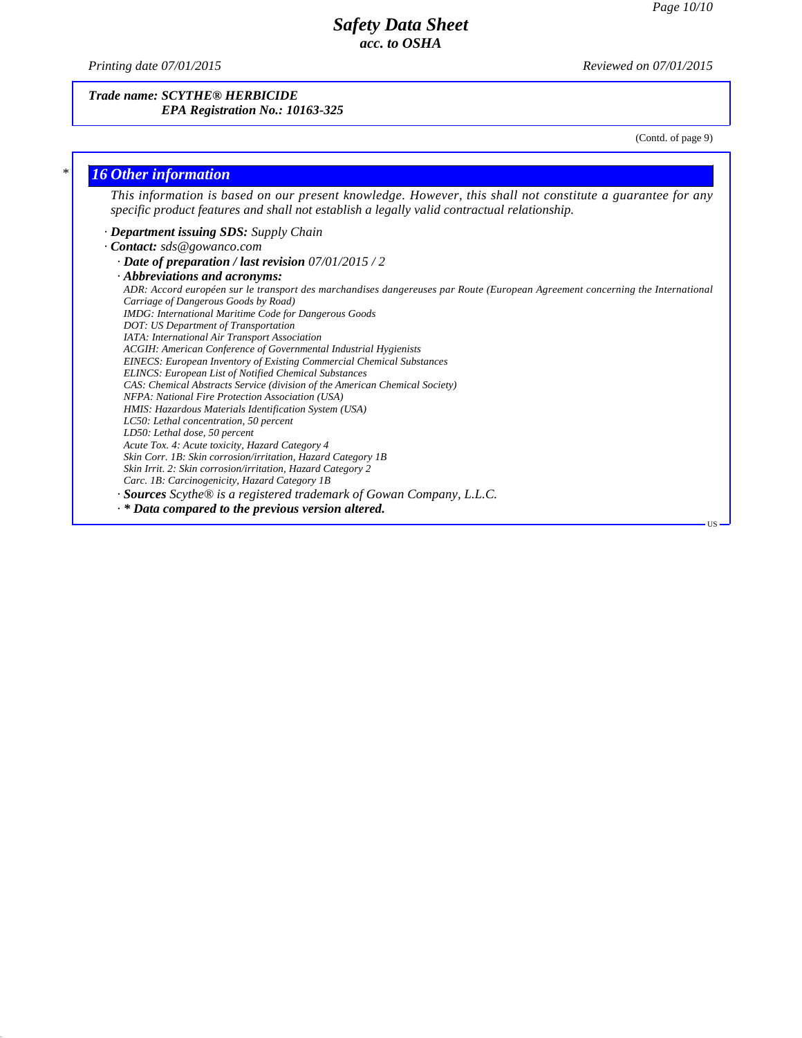Trade name: **SCYTHE® HERBICIDE**
**EPA Registration No.: 10163-325**

(Contd. of page 9)

## * 16 Other information

*This information is based on our present knowledge. However, this shall not constitute a guarantee for any specific product features and shall not establish a legally valid contractual relationship.*

- **Department issuing SDS:** Supply Chain
- **Contact:** sds@gowanco.com
  - **Date of preparation / last revision** 07/01/2015 / 2
  - **Abbreviations and acronyms:**
    ADR: Accord européen sur le transport des marchandises dangereuses par Route (European Agreement concerning the International Carriage of Dangerous Goods by Road)
    IMDG: International Maritime Code for Dangerous Goods
    DOT: US Department of Transportation
    IATA: International Air Transport Association
    ACGIH: American Conference of Governmental Industrial Hygienists
    EINECS: European Inventory of Existing Commercial Chemical Substances
    ELINCS: European List of Notified Chemical Substances
    CAS: Chemical Abstracts Service (division of the American Chemical Society)
    NFPA: National Fire Protection Association (USA)
    HMIS: Hazardous Materials Identification System (USA)
    LC50: Lethal concentration, 50 percent
    LD50: Lethal dose, 50 percent
    Acute Tox. 4: Acute toxicity, Hazard Category 4
    Skin Corr. 1B: Skin corrosion/irritation, Hazard Category 1B
    Skin Irrit. 2: Skin corrosion/irritation, Hazard Category 2
    Carc. 1B: Carcinogenicity, Hazard Category 1B
  - **Sources** Scythe® is a registered trademark of Gowan Company, L.L.C.
  - **\* Data compared to the previous version altered.**

US